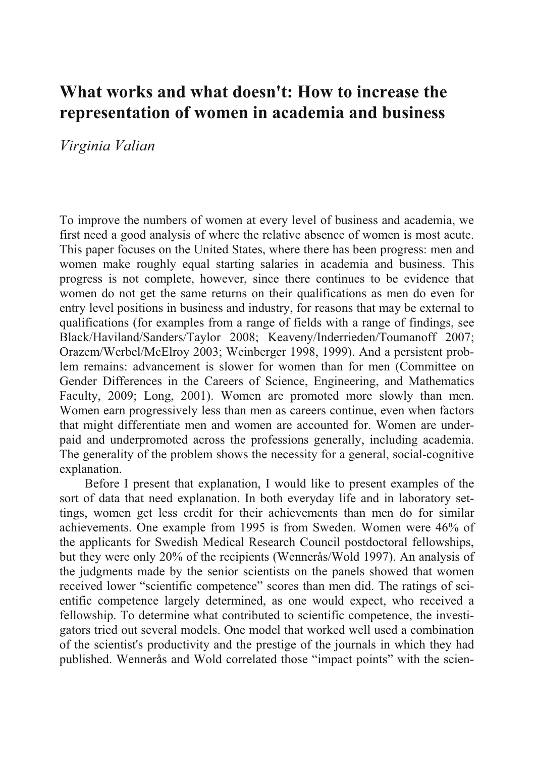# What works and what doesn't: How to increase the representation of women in academia and business

*Virginia Valian*

To improve the numbers of women at every level of business and academia, we first need a good analysis of where the relative absence of women is most acute. This paper focuses on the United States, where there has been progress: men and women make roughly equal starting salaries in academia and business. This progress is not complete, however, since there continues to be evidence that women do not get the same returns on their qualifications as men do even for entry level positions in business and industry, for reasons that may be external to qualifications (for examples from a range of fields with a range of findings, see Black/Haviland/Sanders/Taylor 2008; Keaveny/Inderrieden/Toumanoff 2007; Orazem/Werbel/McElroy 2003; Weinberger 1998, 1999). And a persistent problem remains: advancement is slower for women than for men (Committee on Gender Differences in the Careers of Science, Engineering, and Mathematics Faculty, 2009; Long, 2001). Women are promoted more slowly than men. Women earn progressively less than men as careers continue, even when factors that might differentiate men and women are accounted for. Women are underpaid and underpromoted across the professions generally, including academia. The generality of the problem shows the necessity for a general, social-cognitive explanation.

Before I present that explanation, I would like to present examples of the sort of data that need explanation. In both everyday life and in laboratory settings, women get less credit for their achievements than men do for similar achievements. One example from 1995 is from Sweden. Women were 46% of the applicants for Swedish Medical Research Council postdoctoral fellowships, but they were only 20% of the recipients (Wennerås/Wold 1997). An analysis of the judgments made by the senior scientists on the panels showed that women received lower "scientific competence" scores than men did. The ratings of scientific competence largely determined, as one would expect, who received a fellowship. To determine what contributed to scientific competence, the investigators tried out several models. One model that worked well used a combination of the scientist's productivity and the prestige of the journals in which they had published. Wennerås and Wold correlated those "impact points" with the scien-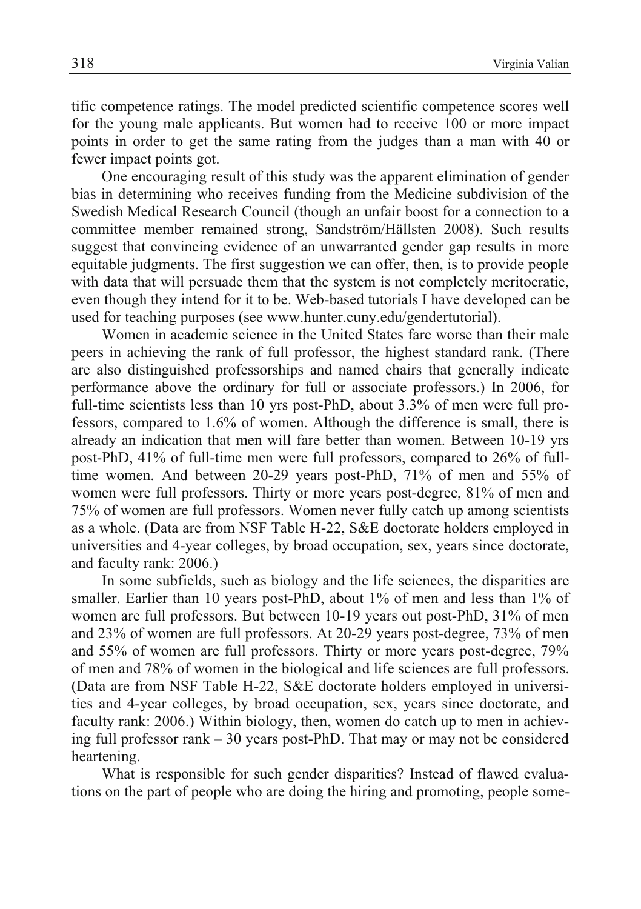tific competence ratings. The model predicted scientific competence scores well for the young male applicants. But women had to receive 100 or more impact points in order to get the same rating from the judges than a man with 40 or fewer impact points got.

One encouraging result of this study was the apparent elimination of gender bias in determining who receives funding from the Medicine subdivision of the Swedish Medical Research Council (though an unfair boost for a connection to a committee member remained strong, Sandström/Hällsten 2008). Such results suggest that convincing evidence of an unwarranted gender gap results in more equitable judgments. The first suggestion we can offer, then, is to provide people with data that will persuade them that the system is not completely meritocratic, even though they intend for it to be. Web-based tutorials I have developed can be used for teaching purposes (see www.hunter.cuny.edu/gendertutorial).

Women in academic science in the United States fare worse than their male peers in achieving the rank of full professor, the highest standard rank. (There are also distinguished professorships and named chairs that generally indicate performance above the ordinary for full or associate professors.) In 2006, for full-time scientists less than 10 yrs post-PhD, about 3.3% of men were full professors, compared to 1.6% of women. Although the difference is small, there is already an indication that men will fare better than women. Between 10-19 yrs post-PhD, 41% of full-time men were full professors, compared to 26% of full-time women. And between 20-29 years post-PhD, 71% of men and 55% of women were full professors. Thirty or more years post-degree, 81% of men and 75% of women are full professors. Women never fully catch up among scientists as a whole. (Data are from NSF Table H-22, S&E doctorate holders employed in universities and 4-year colleges, by broad occupation, sex, years since doctorate, and faculty rank: 2006.)

In some subfields, such as biology and the life sciences, the disparities are smaller. Earlier than 10 years post-PhD, about 1% of men and less than 1% of women are full professors. But between 10-19 years out post-PhD, 31% of men and 23% of women are full professors. At 20-29 years post-degree, 73% of men and 55% of women are full professors. Thirty or more years post-degree, 79% of men and 78% of women in the biological and life sciences are full professors. (Data are from NSF Table H-22, S&E doctorate holders employed in universities and 4-year colleges, by broad occupation, sex, years since doctorate, and faculty rank: 2006.) Within biology, then, women do catch up to men in achieving full professor rank – 30 years post-PhD. That may or may not be considered heartening.

What is responsible for such gender disparities? Instead of flawed evaluations on the part of people who are doing the hiring and promoting, people some-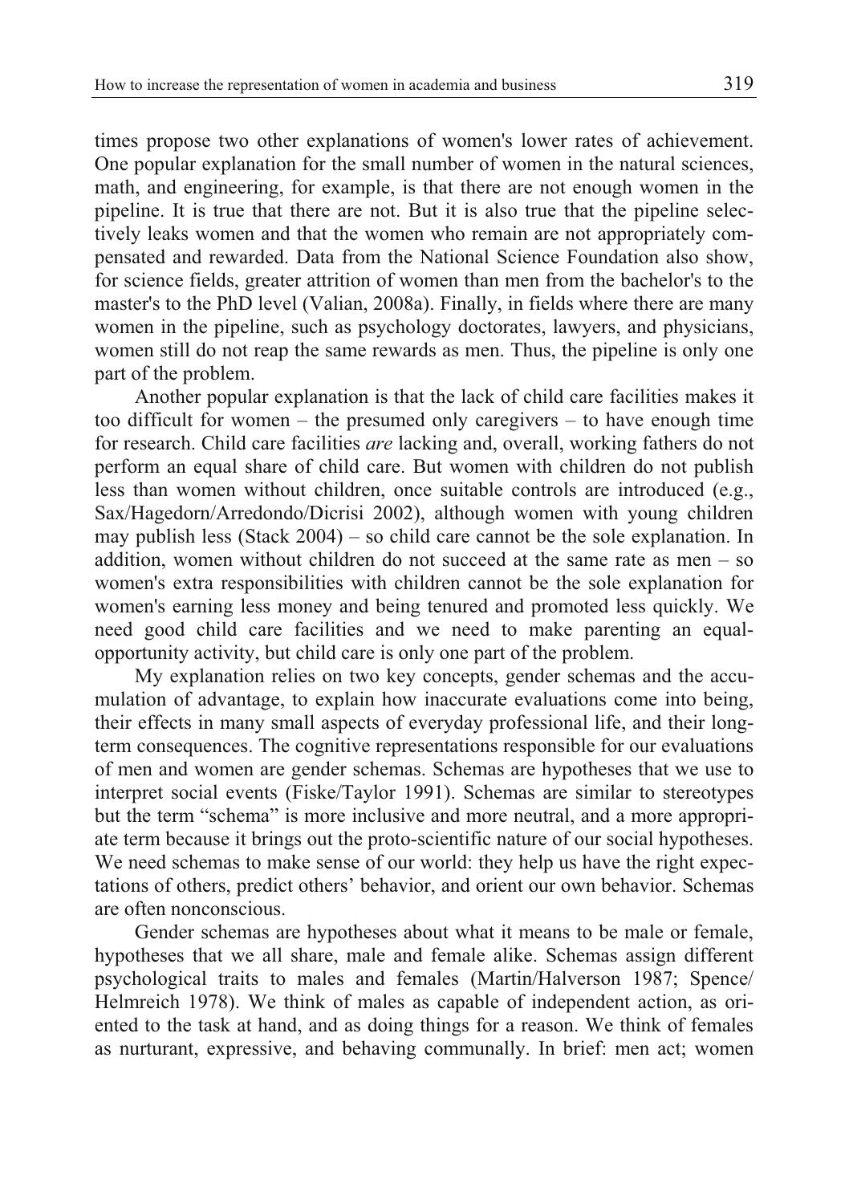times propose two other explanations of women's lower rates of achievement. One popular explanation for the small number of women in the natural sciences, math, and engineering, for example, is that there are not enough women in the pipeline. It is true that there are not. But it is also true that the pipeline selectively leaks women and that the women who remain are not appropriately compensated and rewarded. Data from the National Science Foundation also show, for science fields, greater attrition of women than men from the bachelor's to the master's to the PhD level (Valian, 2008a). Finally, in fields where there are many women in the pipeline, such as psychology doctorates, lawyers, and physicians, women still do not reap the same rewards as men. Thus, the pipeline is only one part of the problem.

Another popular explanation is that the lack of child care facilities makes it too difficult for women – the presumed only caregivers – to have enough time for research. Child care facilities *are* lacking and, overall, working fathers do not perform an equal share of child care. But women with children do not publish less than women without children, once suitable controls are introduced (e.g., Sax/Hagedorn/Arredondo/Dicrisi 2002), although women with young children may publish less (Stack 2004) – so child care cannot be the sole explanation. In addition, women without children do not succeed at the same rate as men – so women's extra responsibilities with children cannot be the sole explanation for women's earning less money and being tenured and promoted less quickly. We need good child care facilities and we need to make parenting an equal-opportunity activity, but child care is only one part of the problem.

My explanation relies on two key concepts, gender schemas and the accumulation of advantage, to explain how inaccurate evaluations come into being, their effects in many small aspects of everyday professional life, and their long-term consequences. The cognitive representations responsible for our evaluations of men and women are gender schemas. Schemas are hypotheses that we use to interpret social events (Fiske/Taylor 1991). Schemas are similar to stereotypes but the term "schema" is more inclusive and more neutral, and a more appropriate term because it brings out the proto-scientific nature of our social hypotheses. We need schemas to make sense of our world: they help us have the right expectations of others, predict others' behavior, and orient our own behavior. Schemas are often nonconscious.

Gender schemas are hypotheses about what it means to be male or female, hypotheses that we all share, male and female alike. Schemas assign different psychological traits to males and females (Martin/Halverson 1987; Spence/Helmreich 1978). We think of males as capable of independent action, as oriented to the task at hand, and as doing things for a reason. We think of females as nurturant, expressive, and behaving communally. In brief: men act; women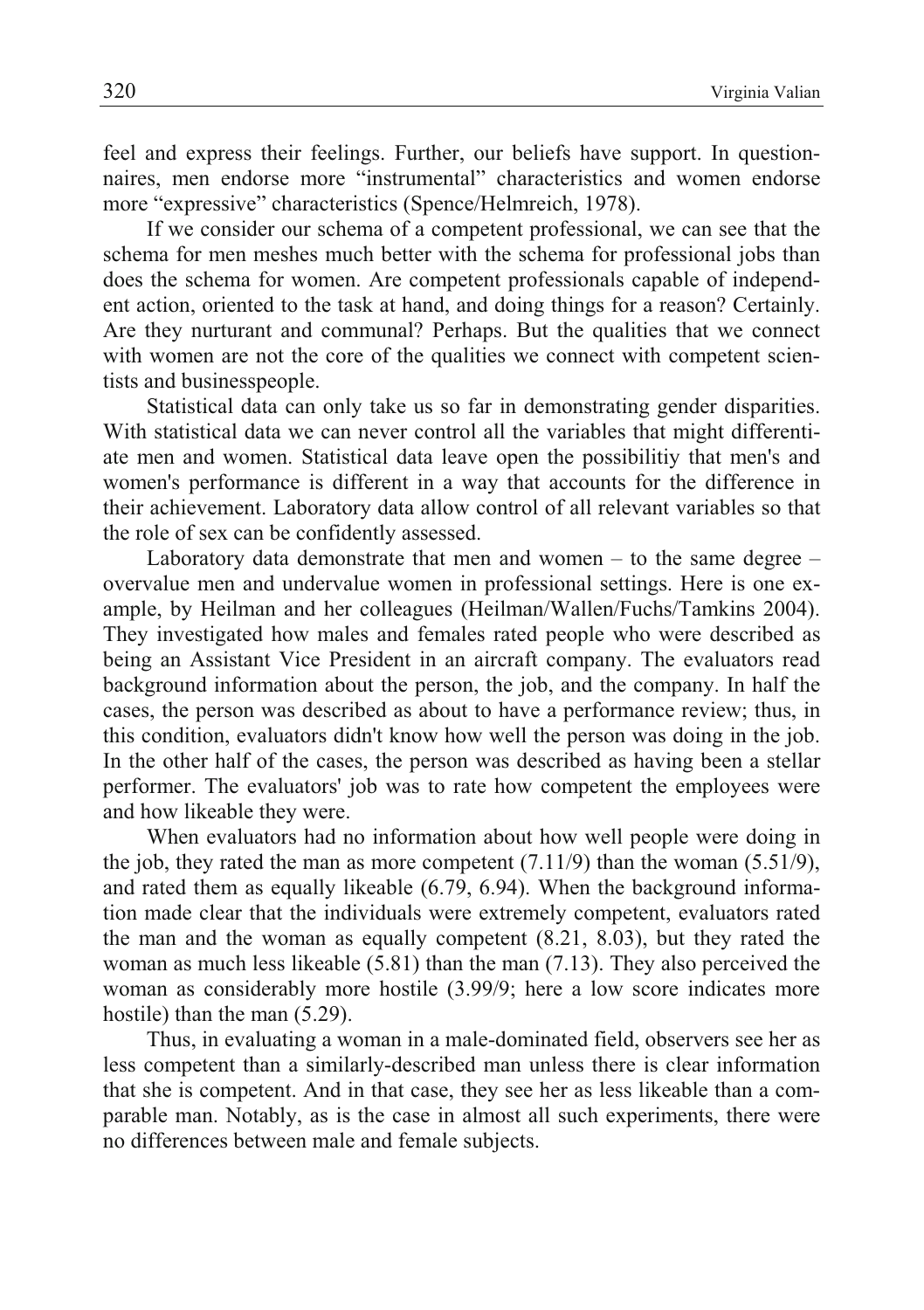feel and express their feelings. Further, our beliefs have support. In questionnaires, men endorse more "instrumental" characteristics and women endorse more "expressive" characteristics (Spence/Helmreich, 1978).

If we consider our schema of a competent professional, we can see that the schema for men meshes much better with the schema for professional jobs than does the schema for women. Are competent professionals capable of independent action, oriented to the task at hand, and doing things for a reason? Certainly. Are they nurturant and communal? Perhaps. But the qualities that we connect with women are not the core of the qualities we connect with competent scientists and businesspeople.

Statistical data can only take us so far in demonstrating gender disparities. With statistical data we can never control all the variables that might differentiate men and women. Statistical data leave open the possibilitiy that men's and women's performance is different in a way that accounts for the difference in their achievement. Laboratory data allow control of all relevant variables so that the role of sex can be confidently assessed.

Laboratory data demonstrate that men and women – to the same degree – overvalue men and undervalue women in professional settings. Here is one example, by Heilman and her colleagues (Heilman/Wallen/Fuchs/Tamkins 2004). They investigated how males and females rated people who were described as being an Assistant Vice President in an aircraft company. The evaluators read background information about the person, the job, and the company. In half the cases, the person was described as about to have a performance review; thus, in this condition, evaluators didn't know how well the person was doing in the job. In the other half of the cases, the person was described as having been a stellar performer. The evaluators' job was to rate how competent the employees were and how likeable they were.

When evaluators had no information about how well people were doing in the job, they rated the man as more competent (7.11/9) than the woman (5.51/9), and rated them as equally likeable (6.79, 6.94). When the background information made clear that the individuals were extremely competent, evaluators rated the man and the woman as equally competent (8.21, 8.03), but they rated the woman as much less likeable (5.81) than the man (7.13). They also perceived the woman as considerably more hostile (3.99/9; here a low score indicates more hostile) than the man (5.29).

Thus, in evaluating a woman in a male-dominated field, observers see her as less competent than a similarly-described man unless there is clear information that she is competent. And in that case, they see her as less likeable than a comparable man. Notably, as is the case in almost all such experiments, there were no differences between male and female subjects.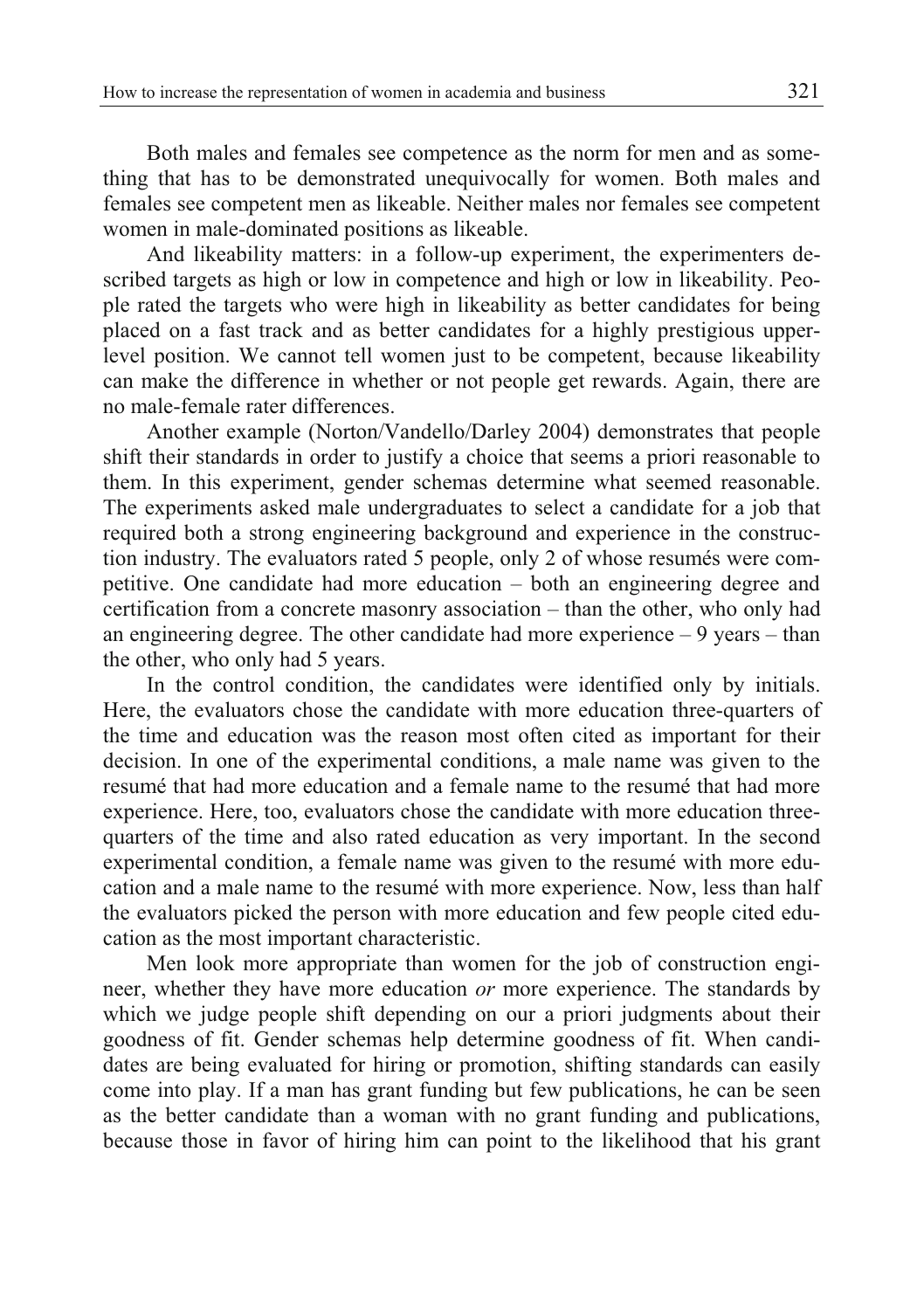Both males and females see competence as the norm for men and as something that has to be demonstrated unequivocally for women. Both males and females see competent men as likeable. Neither males nor females see competent women in male-dominated positions as likeable.

And likeability matters: in a follow-up experiment, the experimenters described targets as high or low in competence and high or low in likeability. People rated the targets who were high in likeability as better candidates for being placed on a fast track and as better candidates for a highly prestigious upper-level position. We cannot tell women just to be competent, because likeability can make the difference in whether or not people get rewards. Again, there are no male-female rater differences.

Another example (Norton/Vandello/Darley 2004) demonstrates that people shift their standards in order to justify a choice that seems a priori reasonable to them. In this experiment, gender schemas determine what seemed reasonable. The experiments asked male undergraduates to select a candidate for a job that required both a strong engineering background and experience in the construction industry. The evaluators rated 5 people, only 2 of whose resumés were competitive. One candidate had more education – both an engineering degree and certification from a concrete masonry association – than the other, who only had an engineering degree. The other candidate had more experience – 9 years – than the other, who only had 5 years.

In the control condition, the candidates were identified only by initials. Here, the evaluators chose the candidate with more education three-quarters of the time and education was the reason most often cited as important for their decision. In one of the experimental conditions, a male name was given to the resumé that had more education and a female name to the resumé that had more experience. Here, too, evaluators chose the candidate with more education three-quarters of the time and also rated education as very important. In the second experimental condition, a female name was given to the resumé with more education and a male name to the resumé with more experience. Now, less than half the evaluators picked the person with more education and few people cited education as the most important characteristic.

Men look more appropriate than women for the job of construction engineer, whether they have more education *or* more experience. The standards by which we judge people shift depending on our a priori judgments about their goodness of fit. Gender schemas help determine goodness of fit. When candidates are being evaluated for hiring or promotion, shifting standards can easily come into play. If a man has grant funding but few publications, he can be seen as the better candidate than a woman with no grant funding and publications, because those in favor of hiring him can point to the likelihood that his grant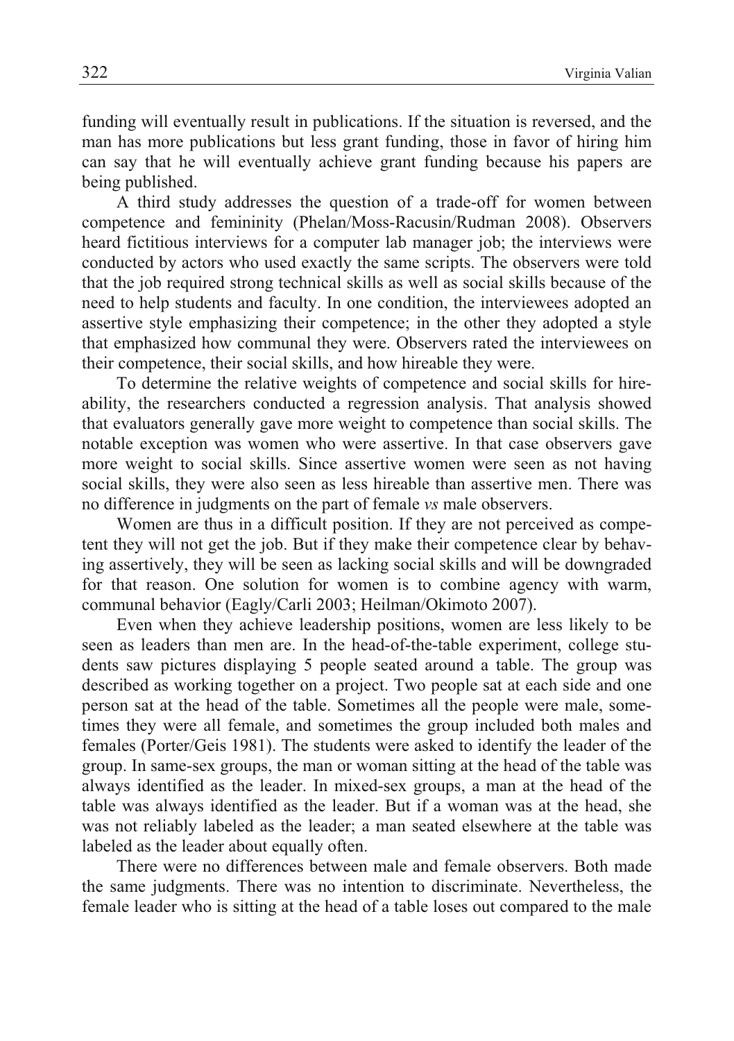funding will eventually result in publications. If the situation is reversed, and the man has more publications but less grant funding, those in favor of hiring him can say that he will eventually achieve grant funding because his papers are being published.

A third study addresses the question of a trade-off for women between competence and femininity (Phelan/Moss-Racusin/Rudman 2008). Observers heard fictitious interviews for a computer lab manager job; the interviews were conducted by actors who used exactly the same scripts. The observers were told that the job required strong technical skills as well as social skills because of the need to help students and faculty. In one condition, the interviewees adopted an assertive style emphasizing their competence; in the other they adopted a style that emphasized how communal they were. Observers rated the interviewees on their competence, their social skills, and how hireable they were.

To determine the relative weights of competence and social skills for hireability, the researchers conducted a regression analysis. That analysis showed that evaluators generally gave more weight to competence than social skills. The notable exception was women who were assertive. In that case observers gave more weight to social skills. Since assertive women were seen as not having social skills, they were also seen as less hireable than assertive men. There was no difference in judgments on the part of female *vs* male observers.

Women are thus in a difficult position. If they are not perceived as competent they will not get the job. But if they make their competence clear by behaving assertively, they will be seen as lacking social skills and will be downgraded for that reason. One solution for women is to combine agency with warm, communal behavior (Eagly/Carli 2003; Heilman/Okimoto 2007).

Even when they achieve leadership positions, women are less likely to be seen as leaders than men are. In the head-of-the-table experiment, college students saw pictures displaying 5 people seated around a table. The group was described as working together on a project. Two people sat at each side and one person sat at the head of the table. Sometimes all the people were male, sometimes they were all female, and sometimes the group included both males and females (Porter/Geis 1981). The students were asked to identify the leader of the group. In same-sex groups, the man or woman sitting at the head of the table was always identified as the leader. In mixed-sex groups, a man at the head of the table was always identified as the leader. But if a woman was at the head, she was not reliably labeled as the leader; a man seated elsewhere at the table was labeled as the leader about equally often.

There were no differences between male and female observers. Both made the same judgments. There was no intention to discriminate. Nevertheless, the female leader who is sitting at the head of a table loses out compared to the male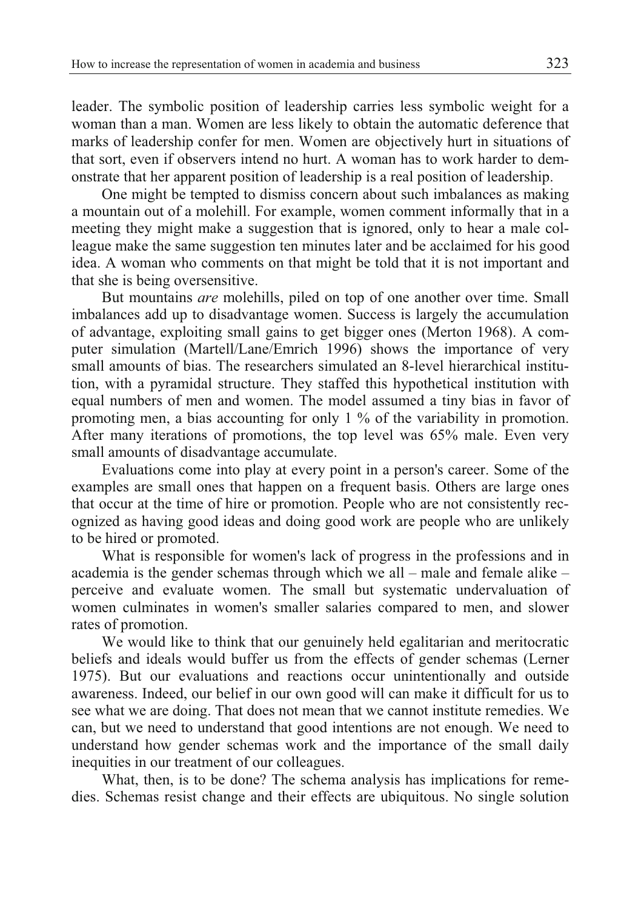leader. The symbolic position of leadership carries less symbolic weight for a woman than a man. Women are less likely to obtain the automatic deference that marks of leadership confer for men. Women are objectively hurt in situations of that sort, even if observers intend no hurt. A woman has to work harder to demonstrate that her apparent position of leadership is a real position of leadership.

One might be tempted to dismiss concern about such imbalances as making a mountain out of a molehill. For example, women comment informally that in a meeting they might make a suggestion that is ignored, only to hear a male colleague make the same suggestion ten minutes later and be acclaimed for his good idea. A woman who comments on that might be told that it is not important and that she is being oversensitive.

But mountains *are* molehills, piled on top of one another over time. Small imbalances add up to disadvantage women. Success is largely the accumulation of advantage, exploiting small gains to get bigger ones (Merton 1968). A computer simulation (Martell/Lane/Emrich 1996) shows the importance of very small amounts of bias. The researchers simulated an 8-level hierarchical institution, with a pyramidal structure. They staffed this hypothetical institution with equal numbers of men and women. The model assumed a tiny bias in favor of promoting men, a bias accounting for only 1 % of the variability in promotion. After many iterations of promotions, the top level was 65% male. Even very small amounts of disadvantage accumulate.

Evaluations come into play at every point in a person's career. Some of the examples are small ones that happen on a frequent basis. Others are large ones that occur at the time of hire or promotion. People who are not consistently recognized as having good ideas and doing good work are people who are unlikely to be hired or promoted.

What is responsible for women's lack of progress in the professions and in academia is the gender schemas through which we all – male and female alike – perceive and evaluate women. The small but systematic undervaluation of women culminates in women's smaller salaries compared to men, and slower rates of promotion.

We would like to think that our genuinely held egalitarian and meritocratic beliefs and ideals would buffer us from the effects of gender schemas (Lerner 1975). But our evaluations and reactions occur unintentionally and outside awareness. Indeed, our belief in our own good will can make it difficult for us to see what we are doing. That does not mean that we cannot institute remedies. We can, but we need to understand that good intentions are not enough. We need to understand how gender schemas work and the importance of the small daily inequities in our treatment of our colleagues.

What, then, is to be done? The schema analysis has implications for remedies. Schemas resist change and their effects are ubiquitous. No single solution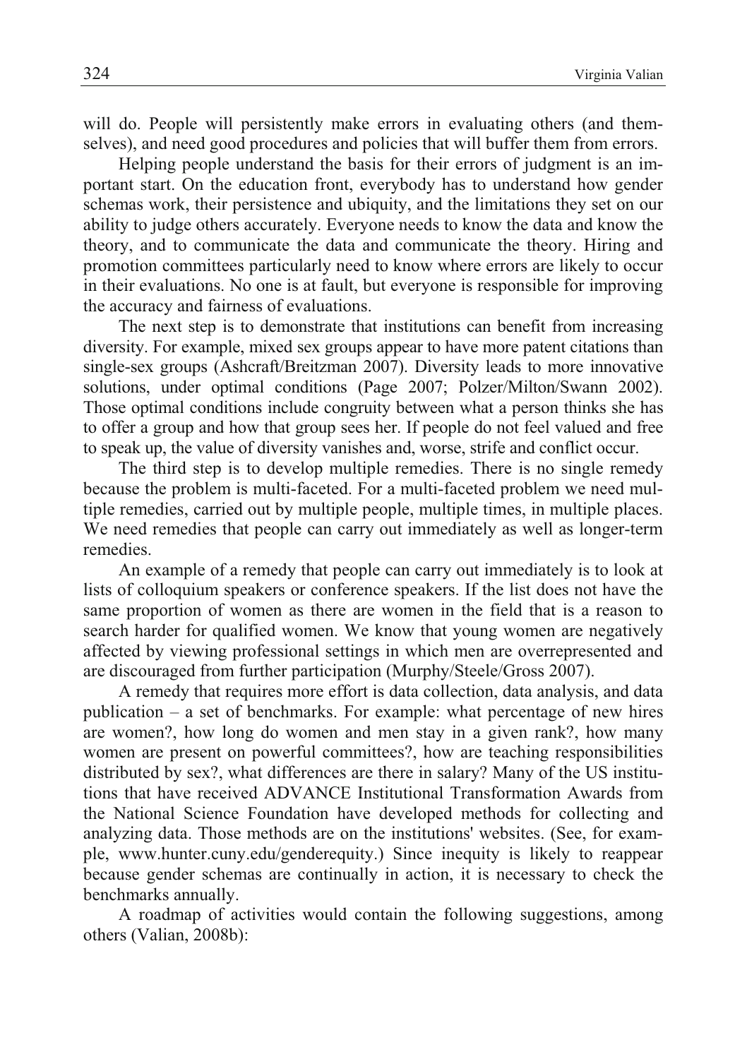will do. People will persistently make errors in evaluating others (and themselves), and need good procedures and policies that will buffer them from errors.

Helping people understand the basis for their errors of judgment is an important start. On the education front, everybody has to understand how gender schemas work, their persistence and ubiquity, and the limitations they set on our ability to judge others accurately. Everyone needs to know the data and know the theory, and to communicate the data and communicate the theory. Hiring and promotion committees particularly need to know where errors are likely to occur in their evaluations. No one is at fault, but everyone is responsible for improving the accuracy and fairness of evaluations.

The next step is to demonstrate that institutions can benefit from increasing diversity. For example, mixed sex groups appear to have more patent citations than single-sex groups (Ashcraft/Breitzman 2007). Diversity leads to more innovative solutions, under optimal conditions (Page 2007; Polzer/Milton/Swann 2002). Those optimal conditions include congruity between what a person thinks she has to offer a group and how that group sees her. If people do not feel valued and free to speak up, the value of diversity vanishes and, worse, strife and conflict occur.

The third step is to develop multiple remedies. There is no single remedy because the problem is multi-faceted. For a multi-faceted problem we need multiple remedies, carried out by multiple people, multiple times, in multiple places. We need remedies that people can carry out immediately as well as longer-term remedies.

An example of a remedy that people can carry out immediately is to look at lists of colloquium speakers or conference speakers. If the list does not have the same proportion of women as there are women in the field that is a reason to search harder for qualified women. We know that young women are negatively affected by viewing professional settings in which men are overrepresented and are discouraged from further participation (Murphy/Steele/Gross 2007).

A remedy that requires more effort is data collection, data analysis, and data publication – a set of benchmarks. For example: what percentage of new hires are women?, how long do women and men stay in a given rank?, how many women are present on powerful committees?, how are teaching responsibilities distributed by sex?, what differences are there in salary? Many of the US institutions that have received ADVANCE Institutional Transformation Awards from the National Science Foundation have developed methods for collecting and analyzing data. Those methods are on the institutions' websites. (See, for example, www.hunter.cuny.edu/genderequity.) Since inequity is likely to reappear because gender schemas are continually in action, it is necessary to check the benchmarks annually.

A roadmap of activities would contain the following suggestions, among others (Valian, 2008b):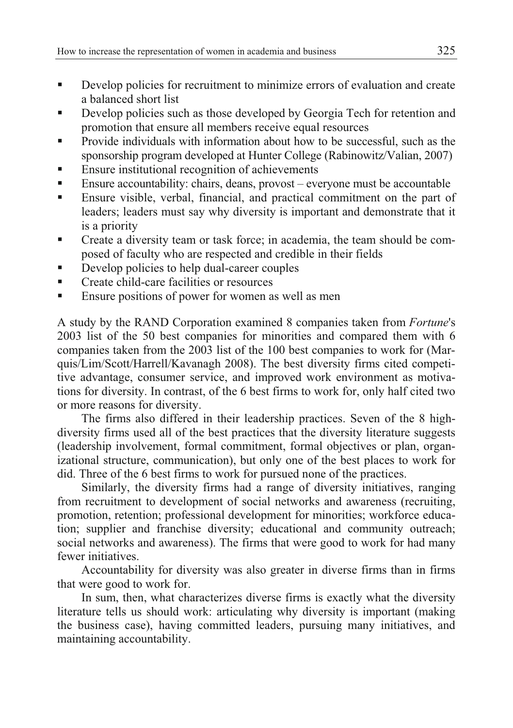- Develop policies for recruitment to minimize errors of evaluation and create a balanced short list
- Develop policies such as those developed by Georgia Tech for retention and promotion that ensure all members receive equal resources
- Provide individuals with information about how to be successful, such as the sponsorship program developed at Hunter College (Rabinowitz/Valian, 2007)
- Ensure institutional recognition of achievements
- Ensure accountability: chairs, deans, provost – everyone must be accountable
- Ensure visible, verbal, financial, and practical commitment on the part of leaders; leaders must say why diversity is important and demonstrate that it is a priority
- Create a diversity team or task force; in academia, the team should be composed of faculty who are respected and credible in their fields
- Develop policies to help dual-career couples
- Create child-care facilities or resources
- Ensure positions of power for women as well as men

A study by the RAND Corporation examined 8 companies taken from *Fortune*'s 2003 list of the 50 best companies for minorities and compared them with 6 companies taken from the 2003 list of the 100 best companies to work for (Marquis/Lim/Scott/Harrell/Kavanagh 2008). The best diversity firms cited competitive advantage, consumer service, and improved work environment as motivations for diversity. In contrast, of the 6 best firms to work for, only half cited two or more reasons for diversity.

The firms also differed in their leadership practices. Seven of the 8 high-diversity firms used all of the best practices that the diversity literature suggests (leadership involvement, formal commitment, formal objectives or plan, organizational structure, communication), but only one of the best places to work for did. Three of the 6 best firms to work for pursued none of the practices.

Similarly, the diversity firms had a range of diversity initiatives, ranging from recruitment to development of social networks and awareness (recruiting, promotion, retention; professional development for minorities; workforce education; supplier and franchise diversity; educational and community outreach; social networks and awareness). The firms that were good to work for had many fewer initiatives.

Accountability for diversity was also greater in diverse firms than in firms that were good to work for.

In sum, then, what characterizes diverse firms is exactly what the diversity literature tells us should work: articulating why diversity is important (making the business case), having committed leaders, pursuing many initiatives, and maintaining accountability.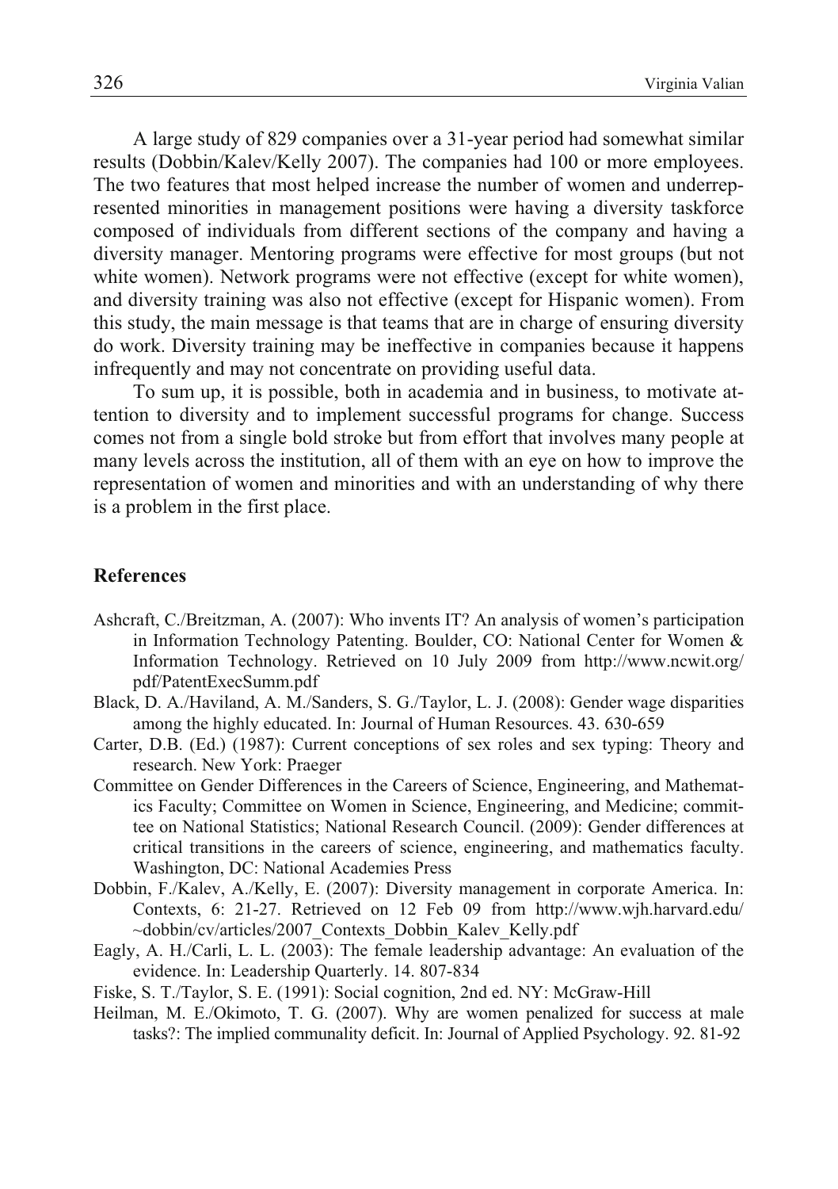A large study of 829 companies over a 31-year period had somewhat similar results (Dobbin/Kalev/Kelly 2007). The companies had 100 or more employees. The two features that most helped increase the number of women and underrepresented minorities in management positions were having a diversity taskforce composed of individuals from different sections of the company and having a diversity manager. Mentoring programs were effective for most groups (but not white women). Network programs were not effective (except for white women), and diversity training was also not effective (except for Hispanic women). From this study, the main message is that teams that are in charge of ensuring diversity do work. Diversity training may be ineffective in companies because it happens infrequently and may not concentrate on providing useful data.

To sum up, it is possible, both in academia and in business, to motivate attention to diversity and to implement successful programs for change. Success comes not from a single bold stroke but from effort that involves many people at many levels across the institution, all of them with an eye on how to improve the representation of women and minorities and with an understanding of why there is a problem in the first place.

## References

Ashcraft, C./Breitzman, A. (2007): Who invents IT? An analysis of women's participation in Information Technology Patenting. Boulder, CO: National Center for Women & Information Technology. Retrieved on 10 July 2009 from http://www.ncwit.org/pdf/PatentExecSumm.pdf

Black, D. A./Haviland, A. M./Sanders, S. G./Taylor, L. J. (2008): Gender wage disparities among the highly educated. In: Journal of Human Resources. 43. 630-659

Carter, D.B. (Ed.) (1987): Current conceptions of sex roles and sex typing: Theory and research. New York: Praeger

Committee on Gender Differences in the Careers of Science, Engineering, and Mathematics Faculty; Committee on Women in Science, Engineering, and Medicine; committee on National Statistics; National Research Council. (2009): Gender differences at critical transitions in the careers of science, engineering, and mathematics faculty. Washington, DC: National Academies Press

Dobbin, F./Kalev, A./Kelly, E. (2007): Diversity management in corporate America. In: Contexts, 6: 21-27. Retrieved on 12 Feb 09 from http://www.wjh.harvard.edu/~dobbin/cv/articles/2007_Contexts_Dobbin_Kalev_Kelly.pdf

Eagly, A. H./Carli, L. L. (2003): The female leadership advantage: An evaluation of the evidence. In: Leadership Quarterly. 14. 807-834

Fiske, S. T./Taylor, S. E. (1991): Social cognition, 2nd ed. NY: McGraw-Hill

Heilman, M. E./Okimoto, T. G. (2007). Why are women penalized for success at male tasks?: The implied communality deficit. In: Journal of Applied Psychology. 92. 81-92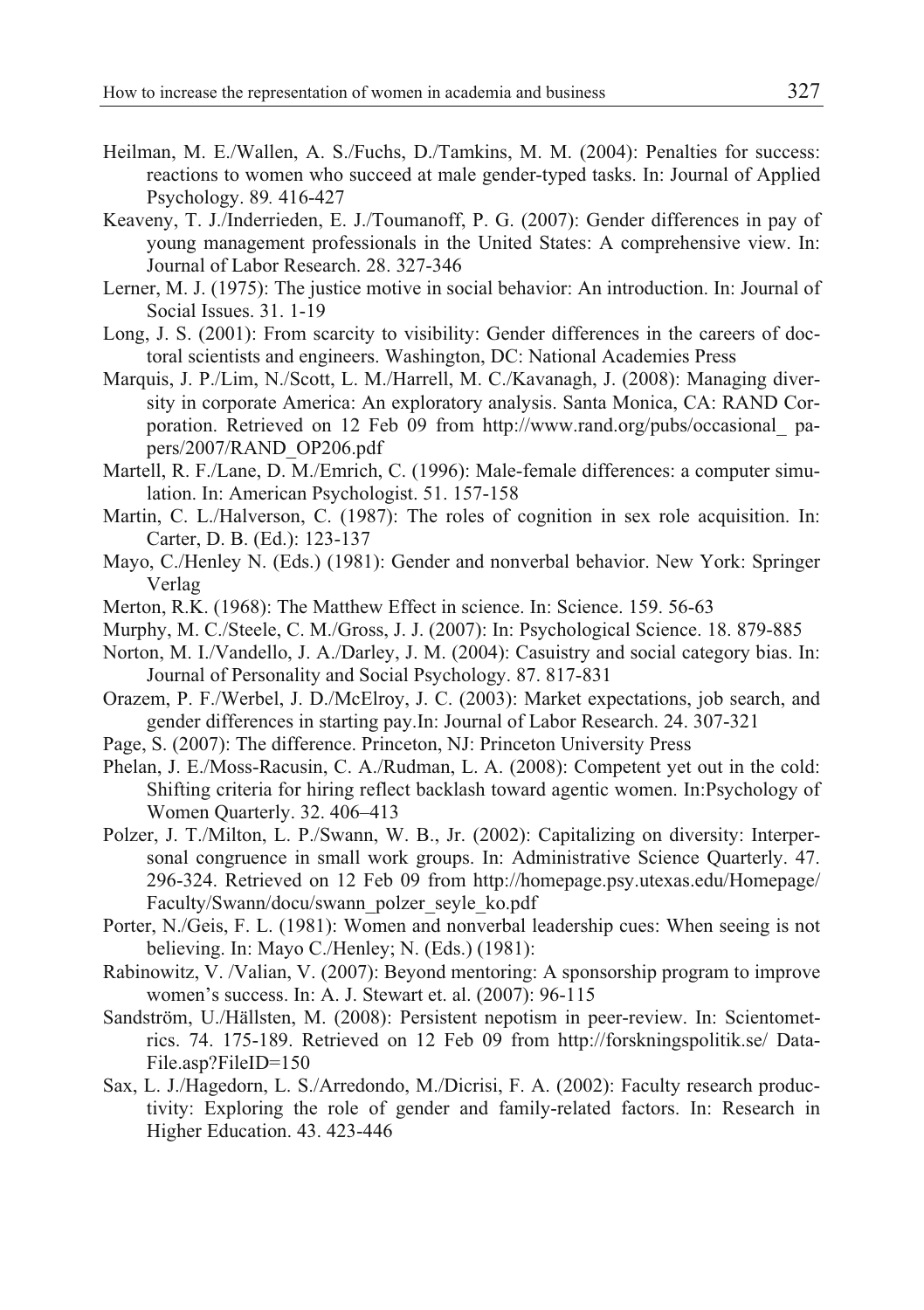Heilman, M. E./Wallen, A. S./Fuchs, D./Tamkins, M. M. (2004): Penalties for success: reactions to women who succeed at male gender-typed tasks. In: Journal of Applied Psychology. 89. 416-427

Keaveny, T. J./Inderrieden, E. J./Toumanoff, P. G. (2007): Gender differences in pay of young management professionals in the United States: A comprehensive view. In: Journal of Labor Research. 28. 327-346

Lerner, M. J. (1975): The justice motive in social behavior: An introduction. In: Journal of Social Issues. 31. 1-19

Long, J. S. (2001): From scarcity to visibility: Gender differences in the careers of doctoral scientists and engineers. Washington, DC: National Academies Press

Marquis, J. P./Lim, N./Scott, L. M./Harrell, M. C./Kavanagh, J. (2008): Managing diversity in corporate America: An exploratory analysis. Santa Monica, CA: RAND Corporation. Retrieved on 12 Feb 09 from http://www.rand.org/pubs/occasional_ papers/2007/RAND_OP206.pdf

Martell, R. F./Lane, D. M./Emrich, C. (1996): Male-female differences: a computer simulation. In: American Psychologist. 51. 157-158

Martin, C. L./Halverson, C. (1987): The roles of cognition in sex role acquisition. In: Carter, D. B. (Ed.): 123-137

Mayo, C./Henley N. (Eds.) (1981): Gender and nonverbal behavior. New York: Springer Verlag

Merton, R.K. (1968): The Matthew Effect in science. In: Science. 159. 56-63

Murphy, M. C./Steele, C. M./Gross, J. J. (2007): In: Psychological Science. 18. 879-885

Norton, M. I./Vandello, J. A./Darley, J. M. (2004): Casuistry and social category bias. In: Journal of Personality and Social Psychology. 87. 817-831

Orazem, P. F./Werbel, J. D./McElroy, J. C. (2003): Market expectations, job search, and gender differences in starting pay.In: Journal of Labor Research. 24. 307-321

Page, S. (2007): The difference. Princeton, NJ: Princeton University Press

Phelan, J. E./Moss-Racusin, C. A./Rudman, L. A. (2008): Competent yet out in the cold: Shifting criteria for hiring reflect backlash toward agentic women. In:Psychology of Women Quarterly. 32. 406–413

Polzer, J. T./Milton, L. P./Swann, W. B., Jr. (2002): Capitalizing on diversity: Interpersonal congruence in small work groups. In: Administrative Science Quarterly. 47. 296-324. Retrieved on 12 Feb 09 from http://homepage.psy.utexas.edu/Homepage/ Faculty/Swann/docu/swann_polzer_seyle_ko.pdf

Porter, N./Geis, F. L. (1981): Women and nonverbal leadership cues: When seeing is not believing. In: Mayo C./Henley; N. (Eds.) (1981):

Rabinowitz, V. /Valian, V. (2007): Beyond mentoring: A sponsorship program to improve women's success. In: A. J. Stewart et. al. (2007): 96-115

Sandström, U./Hällsten, M. (2008): Persistent nepotism in peer-review. In: Scientometrics. 74. 175-189. Retrieved on 12 Feb 09 from http://forskningspolitik.se/ DataFile.asp?FileID=150

Sax, L. J./Hagedorn, L. S./Arredondo, M./Dicrisi, F. A. (2002): Faculty research productivity: Exploring the role of gender and family-related factors. In: Research in Higher Education. 43. 423-446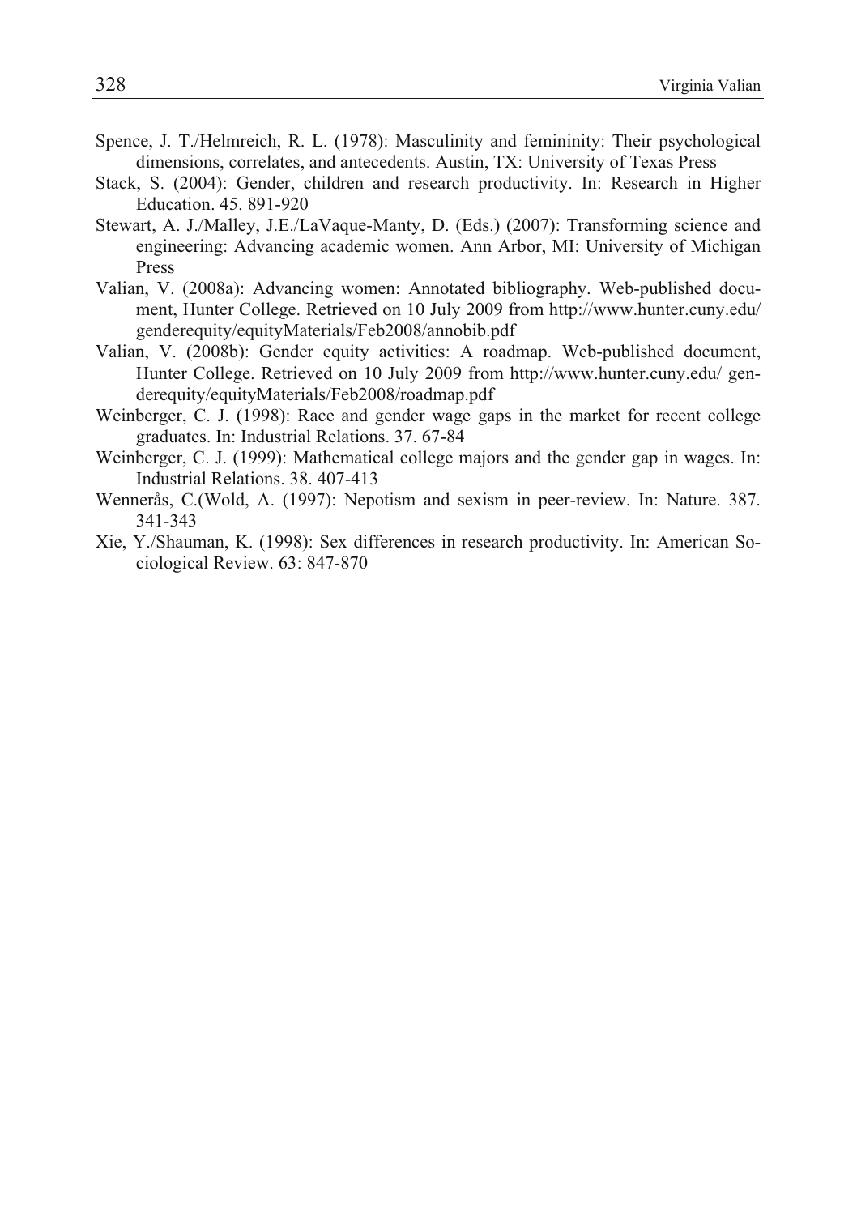Spence, J. T./Helmreich, R. L. (1978): Masculinity and femininity: Their psychological dimensions, correlates, and antecedents. Austin, TX: University of Texas Press

Stack, S. (2004): Gender, children and research productivity. In: Research in Higher Education. 45. 891-920

Stewart, A. J./Malley, J.E./LaVaque-Manty, D. (Eds.) (2007): Transforming science and engineering: Advancing academic women. Ann Arbor, MI: University of Michigan Press

Valian, V. (2008a): Advancing women: Annotated bibliography. Web-published document, Hunter College. Retrieved on 10 July 2009 from http://www.hunter.cuny.edu/genderequity/equityMaterials/Feb2008/annobib.pdf

Valian, V. (2008b): Gender equity activities: A roadmap. Web-published document, Hunter College. Retrieved on 10 July 2009 from http://www.hunter.cuny.edu/ genderequity/equityMaterials/Feb2008/roadmap.pdf

Weinberger, C. J. (1998): Race and gender wage gaps in the market for recent college graduates. In: Industrial Relations. 37. 67-84

Weinberger, C. J. (1999): Mathematical college majors and the gender gap in wages. In: Industrial Relations. 38. 407-413

Wennerås, C.(Wold, A. (1997): Nepotism and sexism in peer-review. In: Nature. 387. 341-343

Xie, Y./Shauman, K. (1998): Sex differences in research productivity. In: American Sociological Review. 63: 847-870